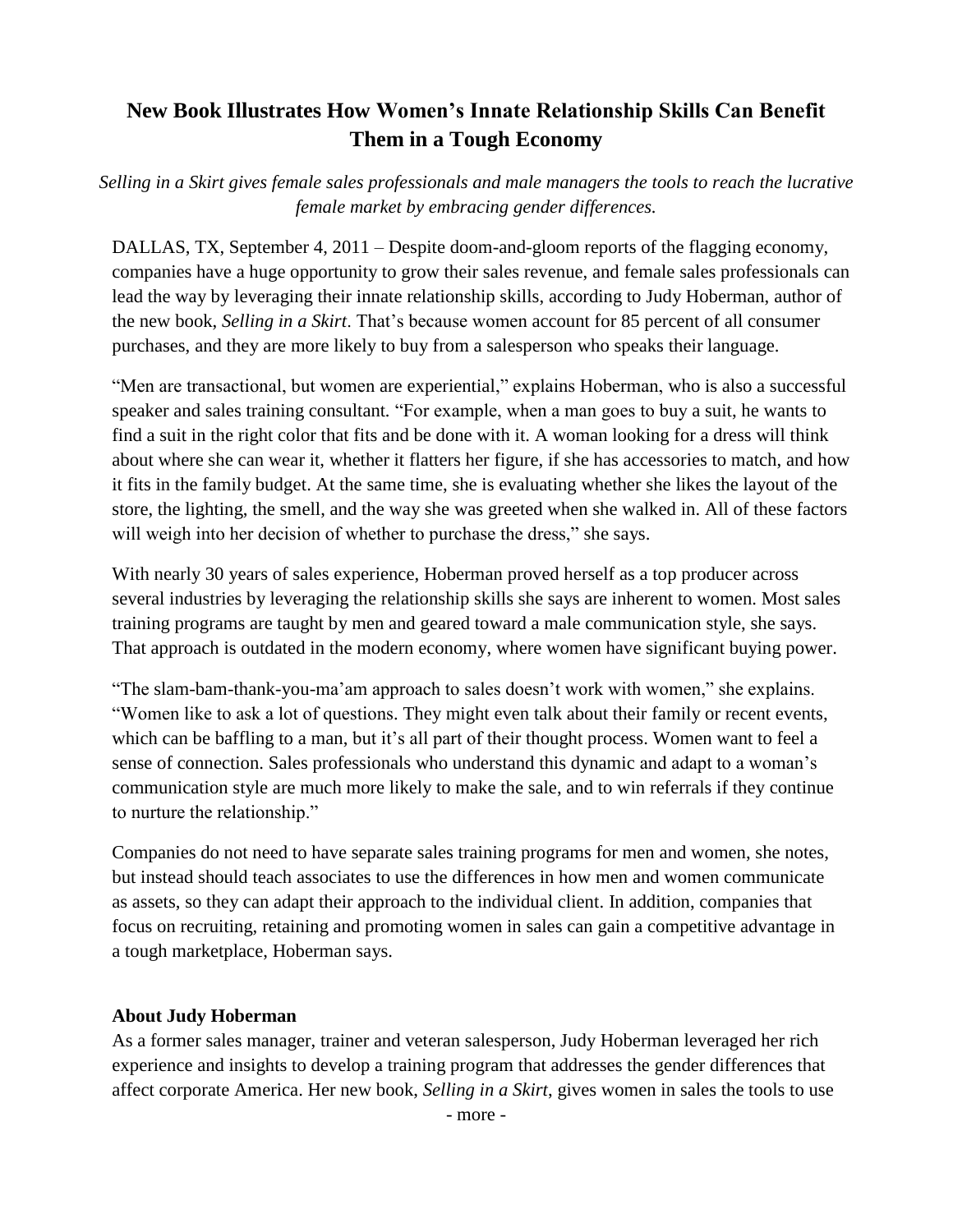# New Book Illustrates How Women's Innate Relationship Skills Can Benefit Them in a Tough Economy

*Selling in a Skirt gives female sales professionals and male managers the tools to reach the lucrative female market by embracing gender differences.*

DALLAS, TX, September 4, 2011 – Despite doom-and-gloom reports of the flagging economy, companies have a huge opportunity to grow their sales revenue, and female sales professionals can lead the way by leveraging their innate relationship skills, according to Judy Hoberman, author of the new book, *Selling in a Skirt*. That's because women account for 85 percent of all consumer purchases, and they are more likely to buy from a salesperson who speaks their language.

"Men are transactional, but women are experiential," explains Hoberman, who is also a successful speaker and sales training consultant. "For example, when a man goes to buy a suit, he wants to find a suit in the right color that fits and be done with it. A woman looking for a dress will think about where she can wear it, whether it flatters her figure, if she has accessories to match, and how it fits in the family budget. At the same time, she is evaluating whether she likes the layout of the store, the lighting, the smell, and the way she was greeted when she walked in. All of these factors will weigh into her decision of whether to purchase the dress," she says.

With nearly 30 years of sales experience, Hoberman proved herself as a top producer across several industries by leveraging the relationship skills she says are inherent to women. Most sales training programs are taught by men and geared toward a male communication style, she says. That approach is outdated in the modern economy, where women have significant buying power.

"The slam-bam-thank-you-ma'am approach to sales doesn't work with women," she explains. "Women like to ask a lot of questions. They might even talk about their family or recent events, which can be baffling to a man, but it's all part of their thought process. Women want to feel a sense of connection. Sales professionals who understand this dynamic and adapt to a woman's communication style are much more likely to make the sale, and to win referrals if they continue to nurture the relationship."

Companies do not need to have separate sales training programs for men and women, she notes, but instead should teach associates to use the differences in how men and women communicate as assets, so they can adapt their approach to the individual client. In addition, companies that focus on recruiting, retaining and promoting women in sales can gain a competitive advantage in a tough marketplace, Hoberman says.

**About Judy Hoberman**

As a former sales manager, trainer and veteran salesperson, Judy Hoberman leveraged her rich experience and insights to develop a training program that addresses the gender differences that affect corporate America. Her new book, *Selling in a Skirt*, gives women in sales the tools to use

- more -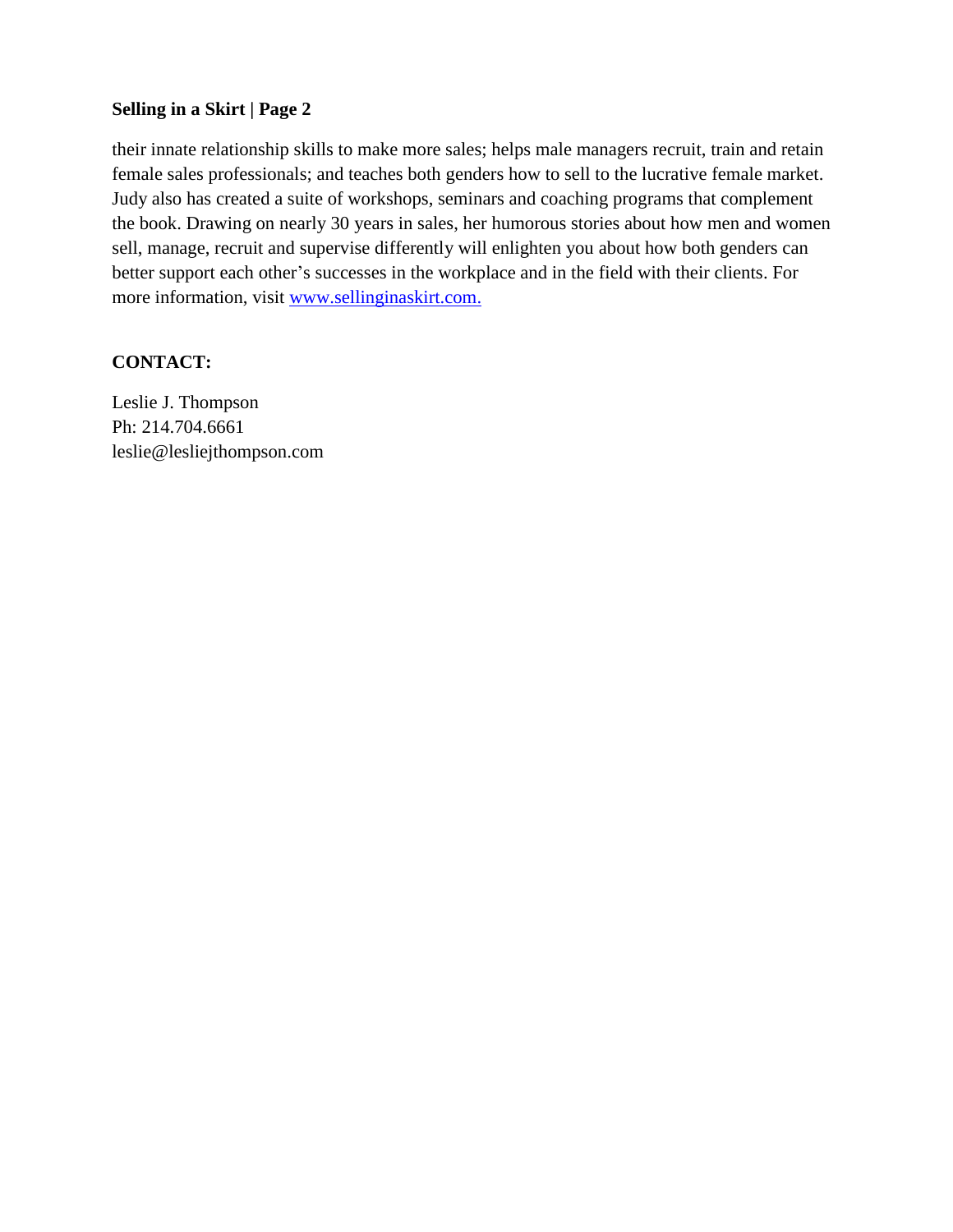their innate relationship skills to make more sales; helps male managers recruit, train and retain female sales professionals; and teaches both genders how to sell to the lucrative female market. Judy also has created a suite of workshops, seminars and coaching programs that complement the book. Drawing on nearly 30 years in sales, her humorous stories about how men and women sell, manage, recruit and supervise differently will enlighten you about how both genders can better support each other's successes in the workplace and in the field with their clients. For more information, visit www.sellinginaskirt.com.

**CONTACT:**

Leslie J. Thompson
Ph: 214.704.6661
leslie@lesliejthompson.com